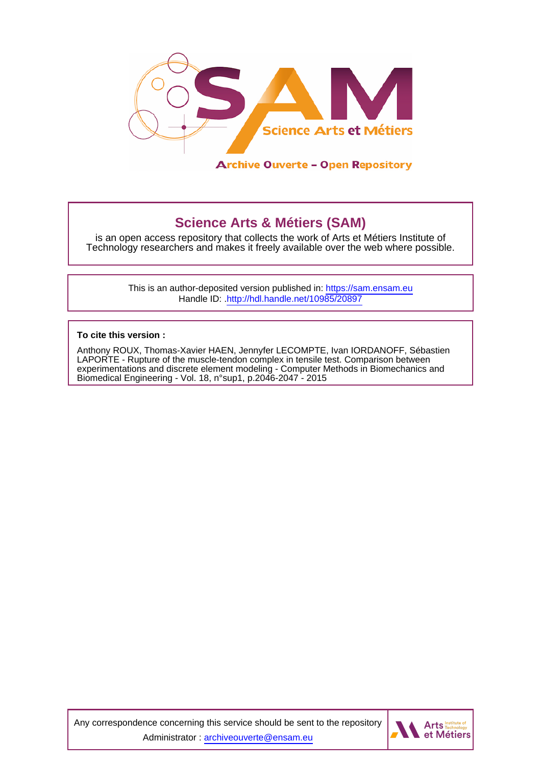# Science Arts & Métiers (SAM)

is an open access repository that collects the work of Arts et Métiers Institute of Technology researchers and makes it freely available over the web where possible.

This is an author-deposited version published in: https://sam.ensam.eu
Handle ID: .http://hdl.handle.net/10985/20897

**To cite this version :**

Anthony ROUX, Thomas-Xavier HAEN, Jennyfer LECOMPTE, Ivan IORDANOFF, Sébastien LAPORTE - Rupture of the muscle-tendon complex in tensile test. Comparison between experimentations and discrete element modeling - Computer Methods in Biomechanics and Biomedical Engineering - Vol. 18, n°sup1, p.2046-2047 - 2015

Any correspondence concerning this service should be sent to the repository Administrator : archiveouverte@ensam.eu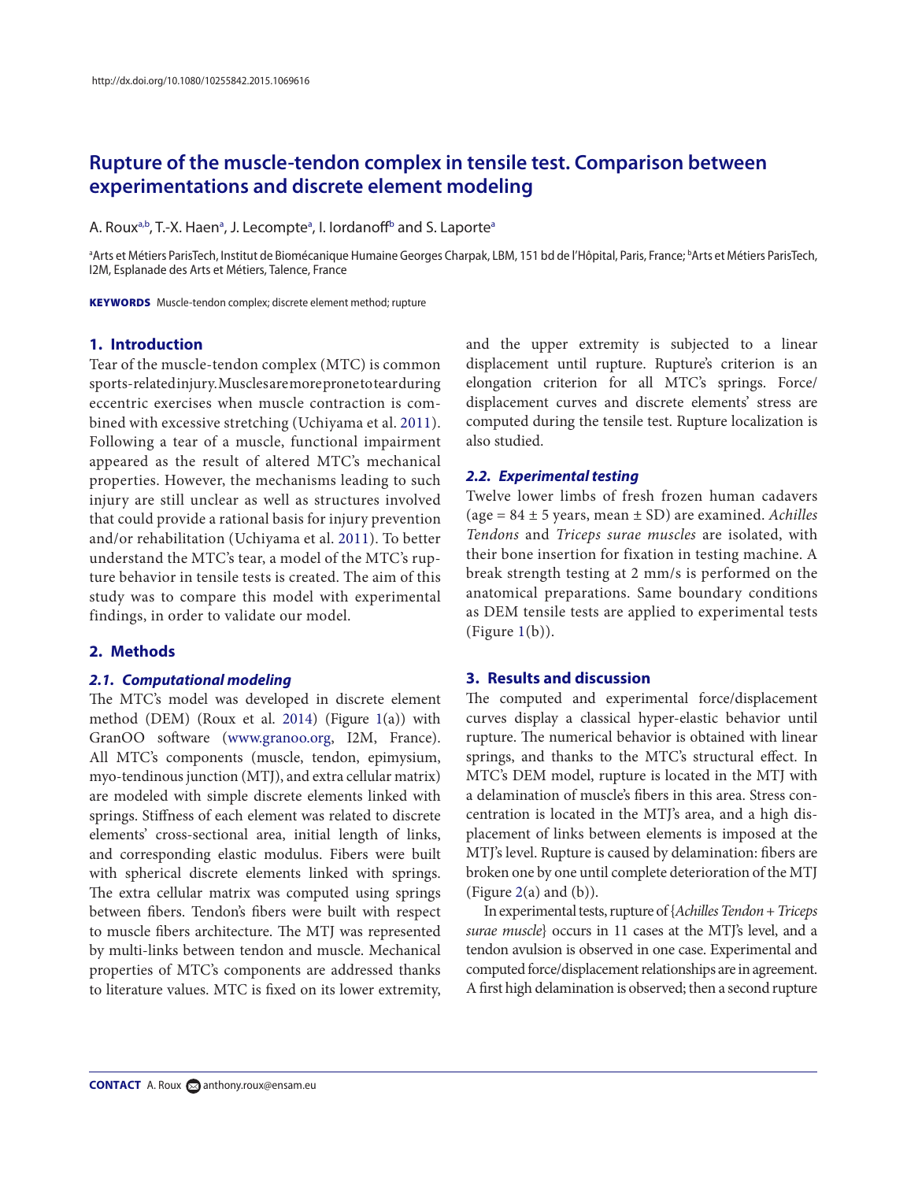http://dx.doi.org/10.1080/10255842.2015.1069616

# Rupture of the muscle-tendon complex in tensile test. Comparison between experimentations and discrete element modeling

A. Roux[a,b], T.-X. Haen[a], J. Lecompte[a], I. Iordanoff[b] and S. Laporte[a]

[a]Arts et Métiers ParisTech, Institut de Biomécanique Humaine Georges Charpak, LBM, 151 bd de l'Hôpital, Paris, France; [b]Arts et Métiers ParisTech, I2M, Esplanade des Arts et Métiers, Talence, France

**KEYWORDS** Muscle-tendon complex; discrete element method; rupture

## 1. Introduction

Tear of the muscle-tendon complex (MTC) is common sports-related injury. Muscles are more prone to tear during eccentric exercises when muscle contraction is combined with excessive stretching (Uchiyama et al. 2011). Following a tear of a muscle, functional impairment appeared as the result of altered MTC's mechanical properties. However, the mechanisms leading to such injury are still unclear as well as structures involved that could provide a rational basis for injury prevention and/or rehabilitation (Uchiyama et al. 2011). To better understand the MTC's tear, a model of the MTC's rupture behavior in tensile tests is created. The aim of this study was to compare this model with experimental findings, in order to validate our model.

## 2. Methods

### 2.1. Computational modeling

The MTC's model was developed in discrete element method (DEM) (Roux et al. 2014) (Figure 1(a)) with GranOO software (www.granoo.org, I2M, France). All MTC's components (muscle, tendon, epimysium, myo-tendinous junction (MTJ), and extra cellular matrix) are modeled with simple discrete elements linked with springs. Stiffness of each element was related to discrete elements' cross-sectional area, initial length of links, and corresponding elastic modulus. Fibers were built with spherical discrete elements linked with springs. The extra cellular matrix was computed using springs between fibers. Tendon's fibers were built with respect to muscle fibers architecture. The MTJ was represented by multi-links between tendon and muscle. Mechanical properties of MTC's components are addressed thanks to literature values. MTC is fixed on its lower extremity, and the upper extremity is subjected to a linear displacement until rupture. Rupture's criterion is an elongation criterion for all MTC's springs. Force/displacement curves and discrete elements' stress are computed during the tensile test. Rupture localization is also studied.

### 2.2. Experimental testing

Twelve lower limbs of fresh frozen human cadavers (age = 84 ± 5 years, mean ± SD) are examined. *Achilles Tendons* and *Triceps surae muscles* are isolated, with their bone insertion for fixation in testing machine. A break strength testing at 2 mm/s is performed on the anatomical preparations. Same boundary conditions as DEM tensile tests are applied to experimental tests (Figure 1(b)).

## 3. Results and discussion

The computed and experimental force/displacement curves display a classical hyper-elastic behavior until rupture. The numerical behavior is obtained with linear springs, and thanks to the MTC's structural effect. In MTC's DEM model, rupture is located in the MTJ with a delamination of muscle's fibers in this area. Stress concentration is located in the MTJ's area, and a high displacement of links between elements is imposed at the MTJ's level. Rupture is caused by delamination: fibers are broken one by one until complete deterioration of the MTJ (Figure 2(a) and (b)).

In experimental tests, rupture of {*Achilles Tendon* + *Triceps surae muscle*} occurs in 11 cases at the MTJ's level, and a tendon avulsion is observed in one case. Experimental and computed force/displacement relationships are in agreement. A first high delamination is observed; then a second rupture

**CONTACT** A. Roux anthony.roux@ensam.eu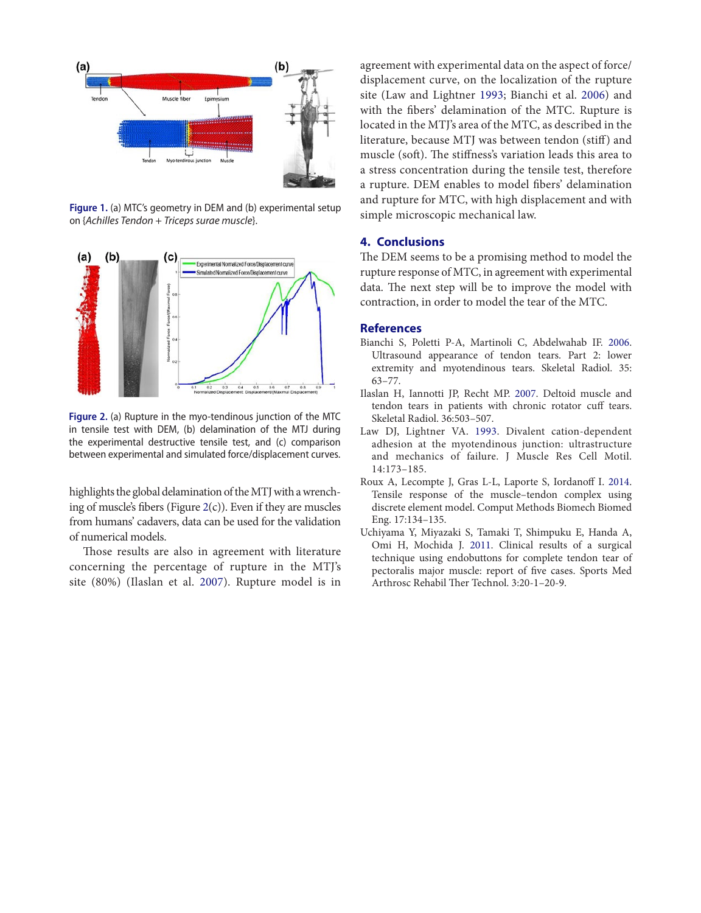(a) (b)

Tendon Muscle fiber Epimysium

Tendon Myo-tendinous junction Muscle

**Figure 1.** (a) MTC's geometry in DEM and (b) experimental setup on {*Achilles Tendon* + *Triceps surae muscle*}.

(a) (b) (c)

Experimental Normalized Force/Displacement curve

Simulated Normalized Force/Displacement curve

Normalized Force: Force/(Maximal Force)

Normalized Displacement: Displacement/(Maximal Displacement)

**Figure 2.** (a) Rupture in the myo-tendinous junction of the MTC in tensile test with DEM, (b) delamination of the MTJ during the experimental destructive tensile test, and (c) comparison between experimental and simulated force/displacement curves.

highlights the global delamination of the MTJ with a wrenching of muscle's fibers (Figure 2(c)). Even if they are muscles from humans' cadavers, data can be used for the validation of numerical models.

Those results are also in agreement with literature concerning the percentage of rupture in the MTJ's site (80%) (Ilaslan et al. 2007). Rupture model is in agreement with experimental data on the aspect of force/displacement curve, on the localization of the rupture site (Law and Lightner 1993; Bianchi et al. 2006) and with the fibers' delamination of the MTC. Rupture is located in the MTJ's area of the MTC, as described in the literature, because MTJ was between tendon (stiff) and muscle (soft). The stiffness's variation leads this area to a stress concentration during the tensile test, therefore a rupture. DEM enables to model fibers' delamination and rupture for MTC, with high displacement and with simple microscopic mechanical law.

## 4. Conclusions

The DEM seems to be a promising method to model the rupture response of MTC, in agreement with experimental data. The next step will be to improve the model with contraction, in order to model the tear of the MTC.

## References

Bianchi S, Poletti P-A, Martinoli C, Abdelwahab IF. 2006. Ultrasound appearance of tendon tears. Part 2: lower extremity and myotendinous tears. Skeletal Radiol. 35:63–77.

Ilaslan H, Iannotti JP, Recht MP. 2007. Deltoid muscle and tendon tears in patients with chronic rotator cuff tears. Skeletal Radiol. 36:503–507.

Law DJ, Lightner VA. 1993. Divalent cation-dependent adhesion at the myotendinous junction: ultrastructure and mechanics of failure. J Muscle Res Cell Motil. 14:173–185.

Roux A, Lecompte J, Gras L-L, Laporte S, Iordanoff I. 2014. Tensile response of the muscle–tendon complex using discrete element model. Comput Methods Biomech Biomed Eng. 17:134–135.

Uchiyama Y, Miyazaki S, Tamaki T, Shimpuku E, Handa A, Omi H, Mochida J. 2011. Clinical results of a surgical technique using endobuttons for complete tendon tear of pectoralis major muscle: report of five cases. Sports Med Arthrosc Rehabil Ther Technol. 3:20-1–20-9.